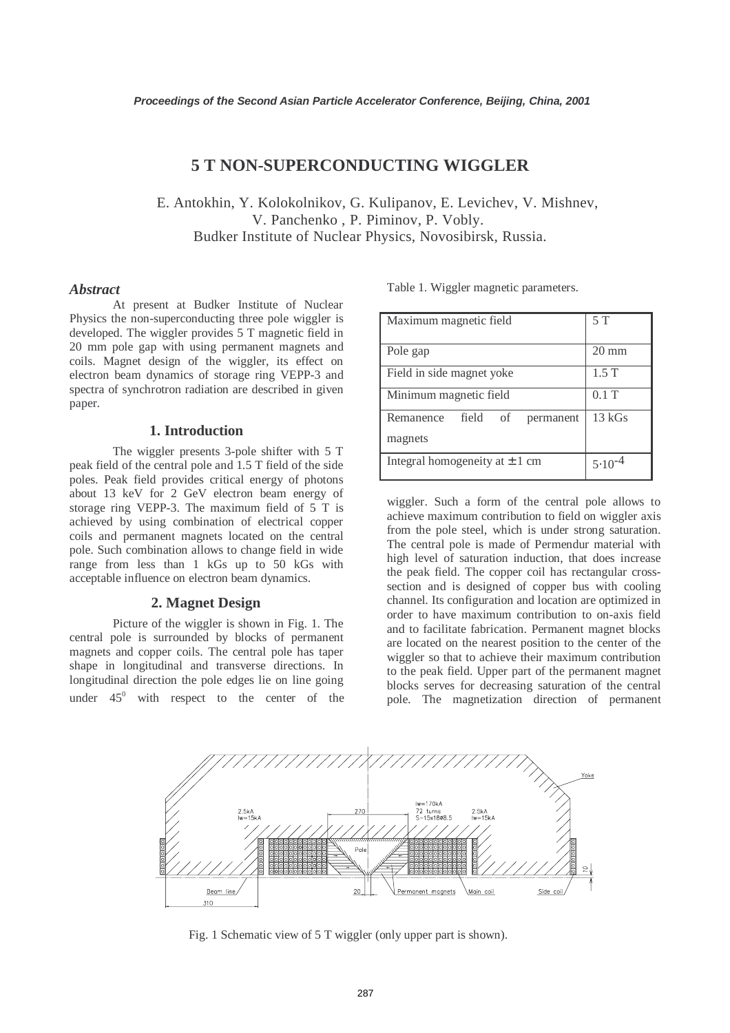# 5 T NON-SUPERCONDUCTING WIGGLER

E. Antokhin, Y. Kolokolnikov, G. Kulipanov, E. Levichev, V. Mishnev, V. Panchenko , P. Piminov, P. Vobly.
Budker Institute of Nuclear Physics, Novosibirsk, Russia.

### *Abstract*

At present at Budker Institute of Nuclear Physics the non-superconducting three pole wiggler is developed. The wiggler provides 5 T magnetic field in 20 mm pole gap with using permanent magnets and coils. Magnet design of the wiggler, its effect on electron beam dynamics of storage ring VEPP-3 and spectra of synchrotron radiation are described in given paper.

## 1. Introduction

The wiggler presents 3-pole shifter with 5 T peak field of the central pole and 1.5 T field of the side poles. Peak field provides critical energy of photons about 13 keV for 2 GeV electron beam energy of storage ring VEPP-3. The maximum field of 5 T is achieved by using combination of electrical copper coils and permanent magnets located on the central pole. Such combination allows to change field in wide range from less than 1 kGs up to 50 kGs with acceptable influence on electron beam dynamics.

## 2. Magnet Design

Picture of the wiggler is shown in Fig. 1. The central pole is surrounded by blocks of permanent magnets and copper coils. The central pole has taper shape in longitudinal and transverse directions. In longitudinal direction the pole edges lie on line going under $45^0$ with respect to the center of the wiggler. Such a form of the central pole allows to achieve maximum contribution to field on wiggler axis from the pole steel, which is under strong saturation. The central pole is made of Permendur material with high level of saturation induction, that does increase the peak field. The copper coil has rectangular cross-section and is designed of copper bus with cooling channel. Its configuration and location are optimized in order to have maximum contribution to on-axis field and to facilitate fabrication. Permanent magnet blocks are located on the nearest position to the center of the wiggler so that to achieve their maximum contribution to the peak field. Upper part of the permanent magnet blocks serves for decreasing saturation of the central pole. The magnetization direction of permanent

Table 1. Wiggler magnetic parameters.

| Parameter | Value |
|---|---|
| Maximum magnetic field | 5 T |
| Pole gap | 20 mm |
| Field in side magnet yoke | 1.5 T |
| Minimum magnetic field | 0.1 T |
| Remanence field of permanent magnets | 13 kGs |
| Integral homogeneity at ± 1 cm | $5 \cdot 10^{-4}$ |

Fig. 1 Schematic view of 5 T wiggler (only upper part is shown).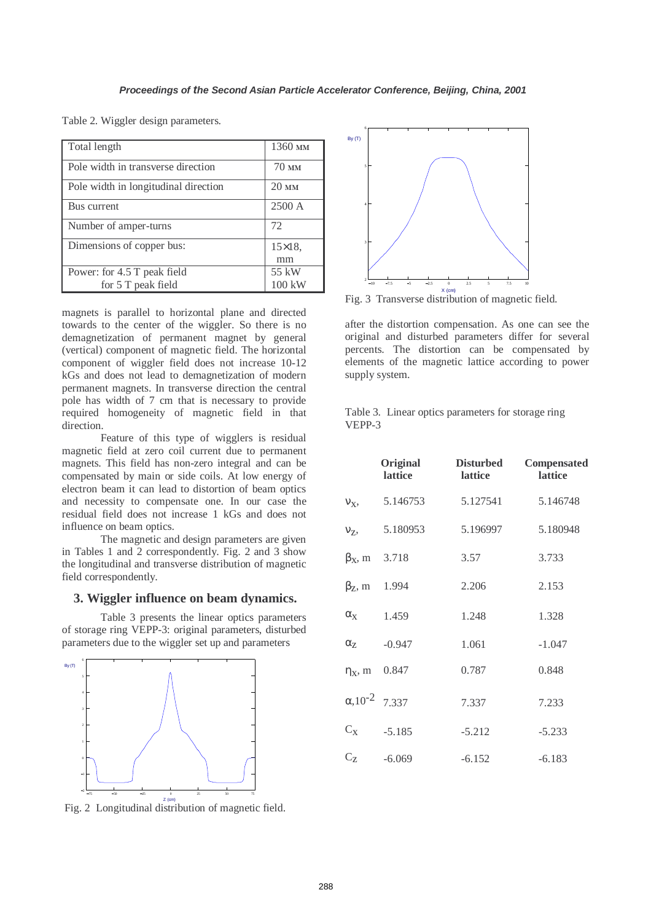Table 2. Wiggler design parameters.

| | |
|---|---|
| Total length | 1360 мм |
| Pole width in transverse direction | 70 мм |
| Pole width in longitudinal direction | 20 мм |
| Bus current | 2500 A |
| Number of amper-turns | 72 |
| Dimensions of copper bus: | 15×18, mm |
| Power: for 4.5 T peak field<br>for 5 T peak field | 55 kW<br>100 kW |

magnets is parallel to horizontal plane and directed towards to the center of the wiggler. So there is no demagnetization of permanent magnet by general (vertical) component of magnetic field. The horizontal component of wiggler field does not increase 10-12 kGs and does not lead to demagnetization of modern permanent magnets. In transverse direction the central pole has width of 7 cm that is necessary to provide required homogeneity of magnetic field in that direction.

Feature of this type of wigglers is residual magnetic field at zero coil current due to permanent magnets. This field has non-zero integral and can be compensated by main or side coils. At low energy of electron beam it can lead to distortion of beam optics and necessity to compensate one. In our case the residual field does not increase 1 kGs and does not influence on beam optics.

The magnetic and design parameters are given in Tables 1 and 2 correspondently. Fig. 2 and 3 show the longitudinal and transverse distribution of magnetic field correspondently.

## 3. Wiggler influence on beam dynamics.

Table 3 presents the linear optics parameters of storage ring VEPP-3: original parameters, disturbed parameters due to the wiggler set up and parameters after the distortion compensation. As one can see the original and disturbed parameters differ for several percents. The distortion can be compensated by elements of the magnetic lattice according to power supply system.

Fig. 2 Longitudinal distribution of magnetic field.

Fig. 3 Transverse distribution of magnetic field.

Table 3. Linear optics parameters for storage ring VEPP-3

| | **Original lattice** | **Disturbed lattice** | **Compensated lattice** |
|---|---|---|---|
| $\nu_X$, | 5.146753 | 5.127541 | 5.146748 |
| $\nu_Z$, | 5.180953 | 5.196997 | 5.180948 |
| $\beta_X$, m | 3.718 | 3.57 | 3.733 |
| $\beta_Z$, m | 1.994 | 2.206 | 2.153 |
| $\alpha_X$ | 1.459 | 1.248 | 1.328 |
| $\alpha_Z$ | -0.947 | 1.061 | -1.047 |
| $\eta_X$, m | 0.847 | 0.787 | 0.848 |
| $\alpha, 10^{-2}$ | 7.337 | 7.337 | 7.233 |
| $C_X$ | -5.185 | -5.212 | -5.233 |
| $C_Z$ | -6.069 | -6.152 | -6.183 |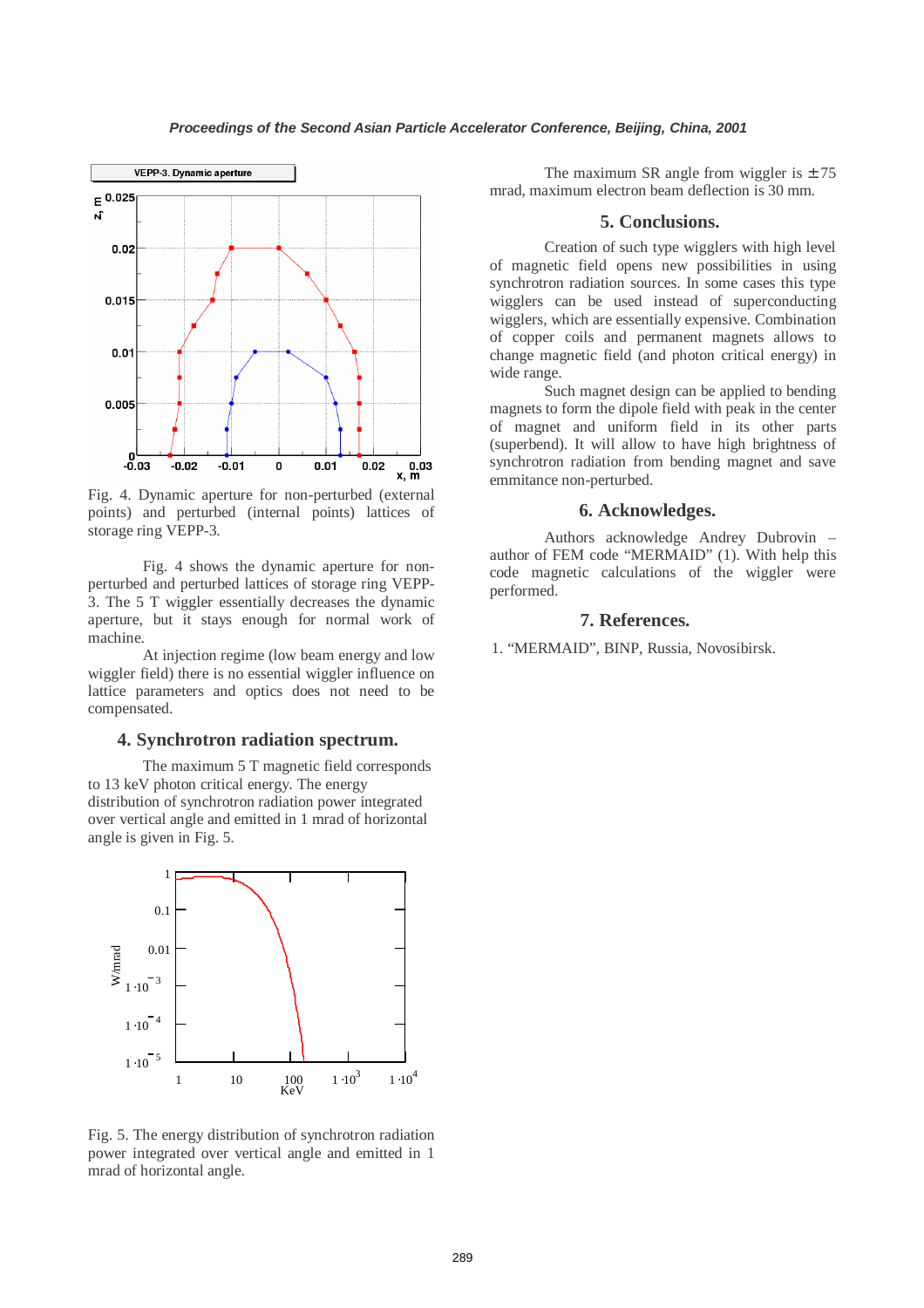VEPP-3. Dynamic aperture

z, m

0.025
0.02
0.015
0.01
0.005
0

-0.03 -0.02 -0.01 0 0.01 0.02 0.03

x, m

Fig. 4. Dynamic aperture for non-perturbed (external points) and perturbed (internal points) lattices of storage ring VEPP-3.

Fig. 4 shows the dynamic aperture for non-perturbed and perturbed lattices of storage ring VEPP-3. The 5 T wiggler essentially decreases the dynamic aperture, but it stays enough for normal work of machine.

At injection regime (low beam energy and low wiggler field) there is no essential wiggler influence on lattice parameters and optics does not need to be compensated.

## 4. Synchrotron radiation spectrum.

The maximum 5 T magnetic field corresponds to 13 keV photon critical energy. The energy distribution of synchrotron radiation power integrated over vertical angle and emitted in 1 mrad of horizontal angle is given in Fig. 5.

W/mrad

1
0.1
0.01
$1 \cdot 10^{-3}$
$1 \cdot 10^{-4}$
$1 \cdot 10^{-5}$

1 10 100 $1 \cdot 10^{3}$ $1 \cdot 10^{4}$

KeV

Fig. 5. The energy distribution of synchrotron radiation power integrated over vertical angle and emitted in 1 mrad of horizontal angle.

The maximum SR angle from wiggler is ±75 mrad, maximum electron beam deflection is 30 mm.

## 5. Conclusions.

Creation of such type wigglers with high level of magnetic field opens new possibilities in using synchrotron radiation sources. In some cases this type wigglers can be used instead of superconducting wigglers, which are essentially expensive. Combination of copper coils and permanent magnets allows to change magnetic field (and photon critical energy) in wide range.

Such magnet design can be applied to bending magnets to form the dipole field with peak in the center of magnet and uniform field in its other parts (superbend). It will allow to have high brightness of synchrotron radiation from bending magnet and save emmitance non-perturbed.

## 6. Acknowledges.

Authors acknowledge Andrey Dubrovin – author of FEM code "MERMAID" (1). With help this code magnetic calculations of the wiggler were performed.

## 7. References.

1. "MERMAID", BINP, Russia, Novosibirsk.